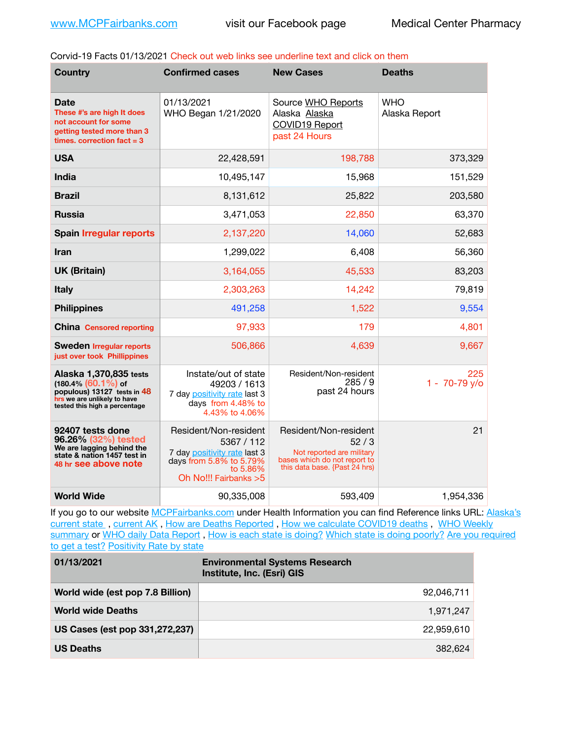www.MCPFairbanks.com visit our Facebook page Medical Center Pharmacy

Corvid-19 Facts 01/13/2021 Check out web links see underline text and click on them

| Country | Confirmed cases | New Cases | Deaths |
|---|---|---|---|
| **Date** These #'s are high It does not account for some getting tested more than 3 times. correction fact = 3 | 01/13/2021 WHO Began 1/21/2020 | Source WHO Reports Alaska Alaska COVID19 Report past 24 Hours | WHO Alaska Report |
| **USA** | 22,428,591 | 198,788 | 373,329 |
| **India** | 10,495,147 | 15,968 | 151,529 |
| **Brazil** | 8,131,612 | 25,822 | 203,580 |
| **Russia** | 3,471,053 | 22,850 | 63,370 |
| **Spain** Irregular reports | 2,137,220 | 14,060 | 52,683 |
| **Iran** | 1,299,022 | 6,408 | 56,360 |
| **UK (Britain)** | 3,164,055 | 45,533 | 83,203 |
| **Italy** | 2,303,263 | 14,242 | 79,819 |
| **Philippines** | 491,258 | 1,522 | 9,554 |
| **China** Censored reporting | 97,933 | 179 | 4,801 |
| **Sweden** Irregular reports just over took Phillippines | 506,866 | 4,639 | 9,667 |
| **Alaska 1,370,835** tests (180.4% (60.1%) of populous) 13127 tests in 48 hrs we are unlikely to have tested this high a percentage | Instate/out of state 49203 / 1613 7 day positivity rate last 3 days from 4.48% to 4.43% to 4.06% | Resident/Non-resident 285 / 9 past 24 hours | 225 1 - 70-79 y/o |
| **92407 tests done 96.26% (32%) tested** We are lagging behind the state & nation 1457 test in 48 hr see above note | Resident/Non-resident 5367 / 112 7 day positivity rate last 3 days from 5.8% to 5.79% to 5.86% Oh No!!! Fairbanks >5 | Resident/Non-resident 52 / 3 Not reported are military bases which do not report to this data base. {Past 24 hrs) | 21 |
| **World Wide** | 90,335,008 | 593,409 | 1,954,336 |

If you go to our website MCPFairbanks.com under Health Information you can find Reference links URL: Alaska's current state , current AK , How are Deaths Reported , How we calculate COVID19 deaths , WHO Weekly summary or WHO daily Data Report , How is each state is doing? Which state is doing poorly? Are you required to get a test? Positivity Rate by state

| 01/13/2021 | Environmental Systems Research Institute, Inc. (Esri) GIS |
|---|---|
| **World wide (est pop 7.8 Billion)** | 92,046,711 |
| **World wide Deaths** | 1,971,247 |
| **US Cases (est pop 331,272,237)** | 22,959,610 |
| **US Deaths** | 382,624 |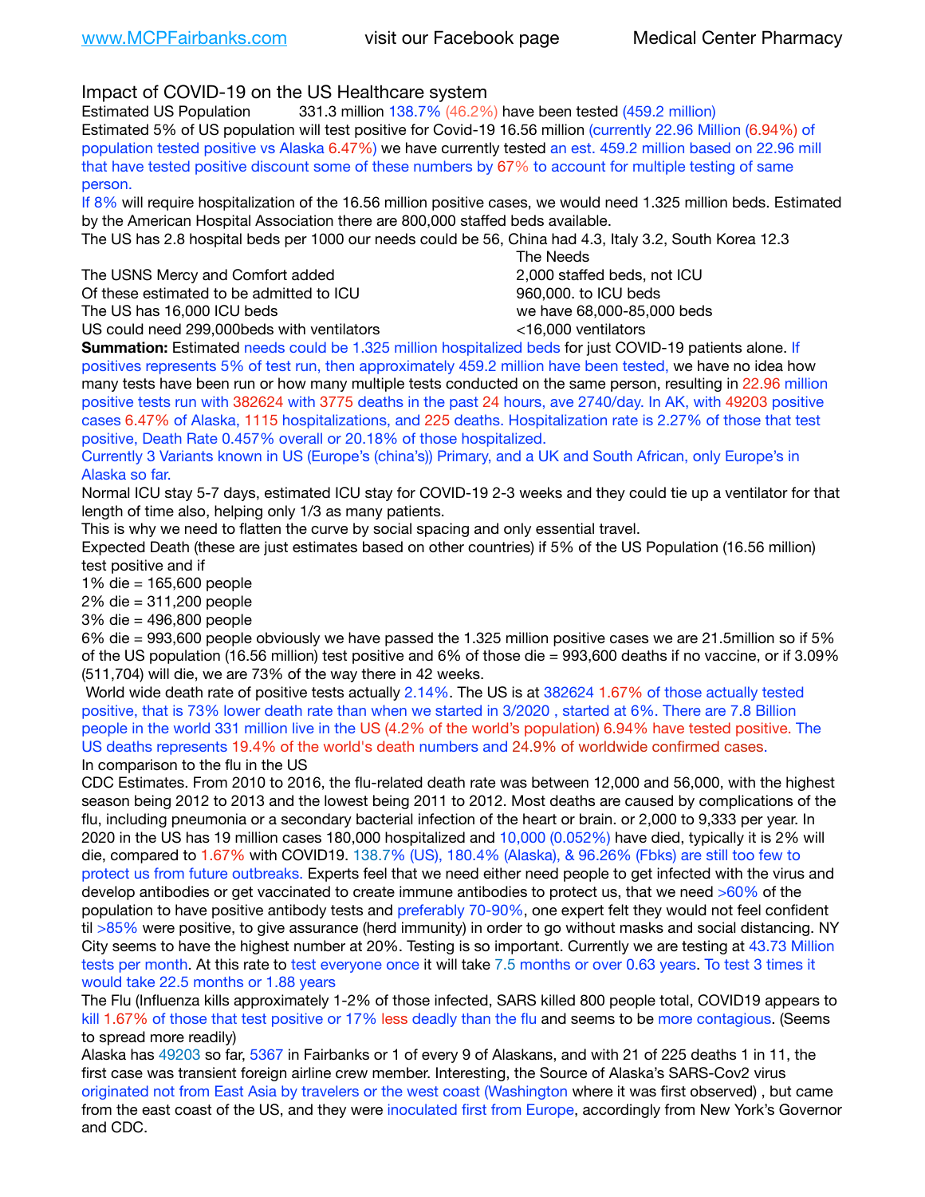Impact of COVID-19 on the US Healthcare system

Estimated US Population 331.3 million 138.7% (46.2%) have been tested (459.2 million)

Estimated 5% of US population will test positive for Covid-19 16.56 million (currently 22.96 Million (6.94%) of population tested positive vs Alaska 6.47%) we have currently tested an est. 459.2 million based on 22.96 mill that have tested positive discount some of these numbers by 67% to account for multiple testing of same person.

If 8% will require hospitalization of the 16.56 million positive cases, we would need 1.325 million beds. Estimated by the American Hospital Association there are 800,000 staffed beds available.

The US has 2.8 hospital beds per 1000 our needs could be 56, China had 4.3, Italy 3.2, South Korea 12.3

| | The Needs |
|---|---|
| The USNS Mercy and Comfort added | 2,000 staffed beds, not ICU |
| Of these estimated to be admitted to ICU | 960,000. to ICU beds |
| The US has 16,000 ICU beds | we have 68,000-85,000 beds |
| US could need 299,000beds with ventilators | <16,000 ventilators |

**Summation:** Estimated needs could be 1.325 million hospitalized beds for just COVID-19 patients alone. If positives represents 5% of test run, then approximately 459.2 million have been tested, we have no idea how many tests have been run or how many multiple tests conducted on the same person, resulting in 22.96 million positive tests run with 382624 with 3775 deaths in the past 24 hours, ave 2740/day. In AK, with 49203 positive cases 6.47% of Alaska, 1115 hospitalizations, and 225 deaths. Hospitalization rate is 2.27% of those that test positive, Death Rate 0.457% overall or 20.18% of those hospitalized.

Currently 3 Variants known in US (Europe's (china's)) Primary, and a UK and South African, only Europe's in Alaska so far.

Normal ICU stay 5-7 days, estimated ICU stay for COVID-19 2-3 weeks and they could tie up a ventilator for that length of time also, helping only 1/3 as many patients.

This is why we need to flatten the curve by social spacing and only essential travel.

Expected Death (these are just estimates based on other countries) if 5% of the US Population (16.56 million) test positive and if

1% die = 165,600 people
2% die = 311,200 people
3% die = 496,800 people
6% die = 993,600 people obviously we have passed the 1.325 million positive cases we are 21.5million so if 5% of the US population (16.56 million) test positive and 6% of those die = 993,600 deaths if no vaccine, or if 3.09% (511,704) will die, we are 73% of the way there in 42 weeks.

World wide death rate of positive tests actually 2.14%. The US is at 382624 1.67% of those actually tested positive, that is 73% lower death rate than when we started in 3/2020 , started at 6%. There are 7.8 Billion people in the world 331 million live in the US (4.2% of the world's population) 6.94% have tested positive. The US deaths represents 19.4% of the world's death numbers and 24.9% of worldwide confirmed cases.

In comparison to the flu in the US

CDC Estimates. From 2010 to 2016, the flu-related death rate was between 12,000 and 56,000, with the highest season being 2012 to 2013 and the lowest being 2011 to 2012. Most deaths are caused by complications of the flu, including pneumonia or a secondary bacterial infection of the heart or brain. or 2,000 to 9,333 per year. In 2020 in the US has 19 million cases 180,000 hospitalized and 10,000 (0.052%) have died, typically it is 2% will die, compared to 1.67% with COVID19. 138.7% (US), 180.4% (Alaska), & 96.26% (Fbks) are still too few to protect us from future outbreaks. Experts feel that we need either need people to get infected with the virus and develop antibodies or get vaccinated to create immune antibodies to protect us, that we need >60% of the population to have positive antibody tests and preferably 70-90%, one expert felt they would not feel confident til >85% were positive, to give assurance (herd immunity) in order to go without masks and social distancing. NY City seems to have the highest number at 20%. Testing is so important. Currently we are testing at 43.73 Million tests per month. At this rate to test everyone once it will take 7.5 months or over 0.63 years. To test 3 times it would take 22.5 months or 1.88 years

The Flu (Influenza kills approximately 1-2% of those infected, SARS killed 800 people total, COVID19 appears to kill 1.67% of those that test positive or 17% less deadly than the flu and seems to be more contagious. (Seems to spread more readily)

Alaska has 49203 so far, 5367 in Fairbanks or 1 of every 9 of Alaskans, and with 21 of 225 deaths 1 in 11, the first case was transient foreign airline crew member. Interesting, the Source of Alaska's SARS-Cov2 virus originated not from East Asia by travelers or the west coast (Washington where it was first observed) , but came from the east coast of the US, and they were inoculated first from Europe, accordingly from New York's Governor and CDC.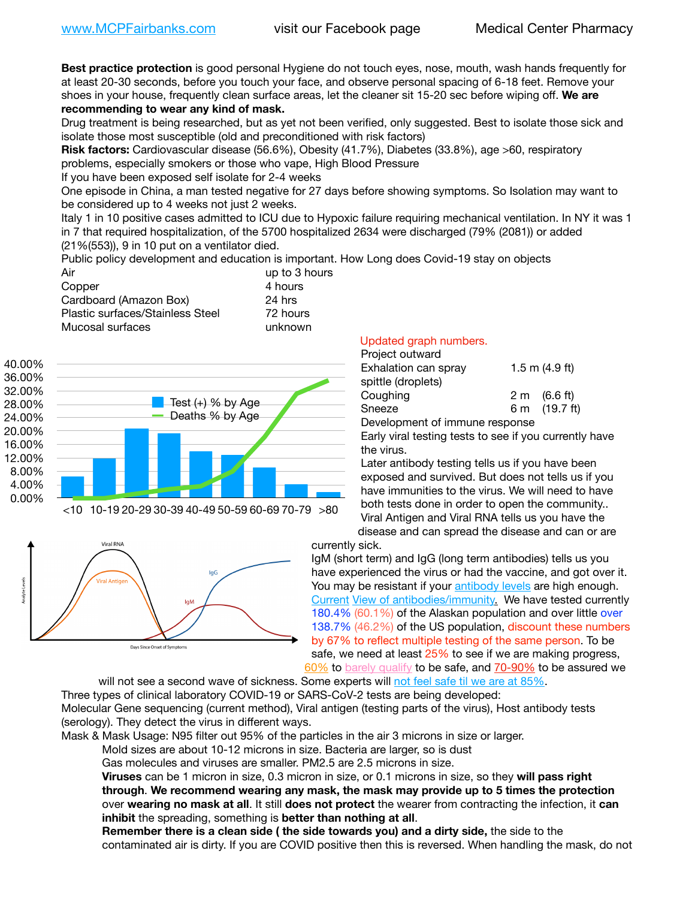www.MCPFairbanks.com visit our Facebook page Medical Center Pharmacy

**Best practice protection** is good personal Hygiene do not touch eyes, nose, mouth, wash hands frequently for at least 20-30 seconds, before you touch your face, and observe personal spacing of 6-18 feet. Remove your shoes in your house, frequently clean surface areas, let the cleaner sit 15-20 sec before wiping off. **We are recommending to wear any kind of mask.**

Drug treatment is being researched, but as yet not been verified, only suggested. Best to isolate those sick and isolate those most susceptible (old and preconditioned with risk factors)

**Risk factors:** Cardiovascular disease (56.6%), Obesity (41.7%), Diabetes (33.8%), age >60, respiratory problems, especially smokers or those who vape, High Blood Pressure

If you have been exposed self isolate for 2-4 weeks

One episode in China, a man tested negative for 27 days before showing symptoms. So Isolation may want to be considered up to 4 weeks not just 2 weeks.

Italy 1 in 10 positive cases admitted to ICU due to Hypoxic failure requiring mechanical ventilation. In NY it was 1 in 7 that required hospitalization, of the 5700 hospitalized 2634 were discharged (79% (2081)) or added (21%(553)), 9 in 10 put on a ventilator died.

Public policy development and education is important. How Long does Covid-19 stay on objects

| | |
|---|---|
| Air | up to 3 hours |
| Copper | 4 hours |
| Cardboard (Amazon Box) | 24 hrs |
| Plastic surfaces/Stainless Steel | 72 hours |
| Mucosal surfaces | unknown |

Updated graph numbers.

Project outward

| | |
|---|---|
| Exhalation can spray spittle (droplets) | 1.5 m (4.9 ft) |
| Coughing | 2 m (6.6 ft) |
| Sneeze | 6 m (19.7 ft) |

Development of immune response

Early viral testing tests to see if you currently have the virus.

Later antibody testing tells us if you have been exposed and survived. But does not tells us if you have immunities to the virus. We will need to have both tests done in order to open the community..

Viral Antigen and Viral RNA tells us you have the disease and can spread the disease and can or are currently sick.

IgM (short term) and IgG (long term antibodies) tells us you have experienced the virus or had the vaccine, and got over it. You may be resistant if your antibody levels are high enough. Current View of antibodies/immunity. We have tested currently 180.4% (60.1%) of the Alaskan population and over little over 138.7% (46.2%) of the US population, discount these numbers by 67% to reflect multiple testing of the same person. To be safe, we need at least 25% to see if we are making progress, 60% to barely qualify to be safe, and 70-90% to be assured we will not see a second wave of sickness. Some experts will not feel safe til we are at 85%.

Three types of clinical laboratory COVID-19 or SARS-CoV-2 tests are being developed:

Molecular Gene sequencing (current method), Viral antigen (testing parts of the virus), Host antibody tests (serology). They detect the virus in different ways.

Mask & Mask Usage: N95 filter out 95% of the particles in the air 3 microns in size or larger.

Mold sizes are about 10-12 microns in size. Bacteria are larger, so is dust

Gas molecules and viruses are smaller. PM2.5 are 2.5 microns in size.

**Viruses** can be 1 micron in size, 0.3 micron in size, or 0.1 microns in size, so they **will pass right through**. **We recommend wearing any mask, the mask may provide up to 5 times the protection** over **wearing no mask at all**. It still **does not protect** the wearer from contracting the infection, it **can inhibit** the spreading, something is **better than nothing at all**.

**Remember there is a clean side ( the side towards you) and a dirty side,** the side to the contaminated air is dirty. If you are COVID positive then this is reversed. When handling the mask, do not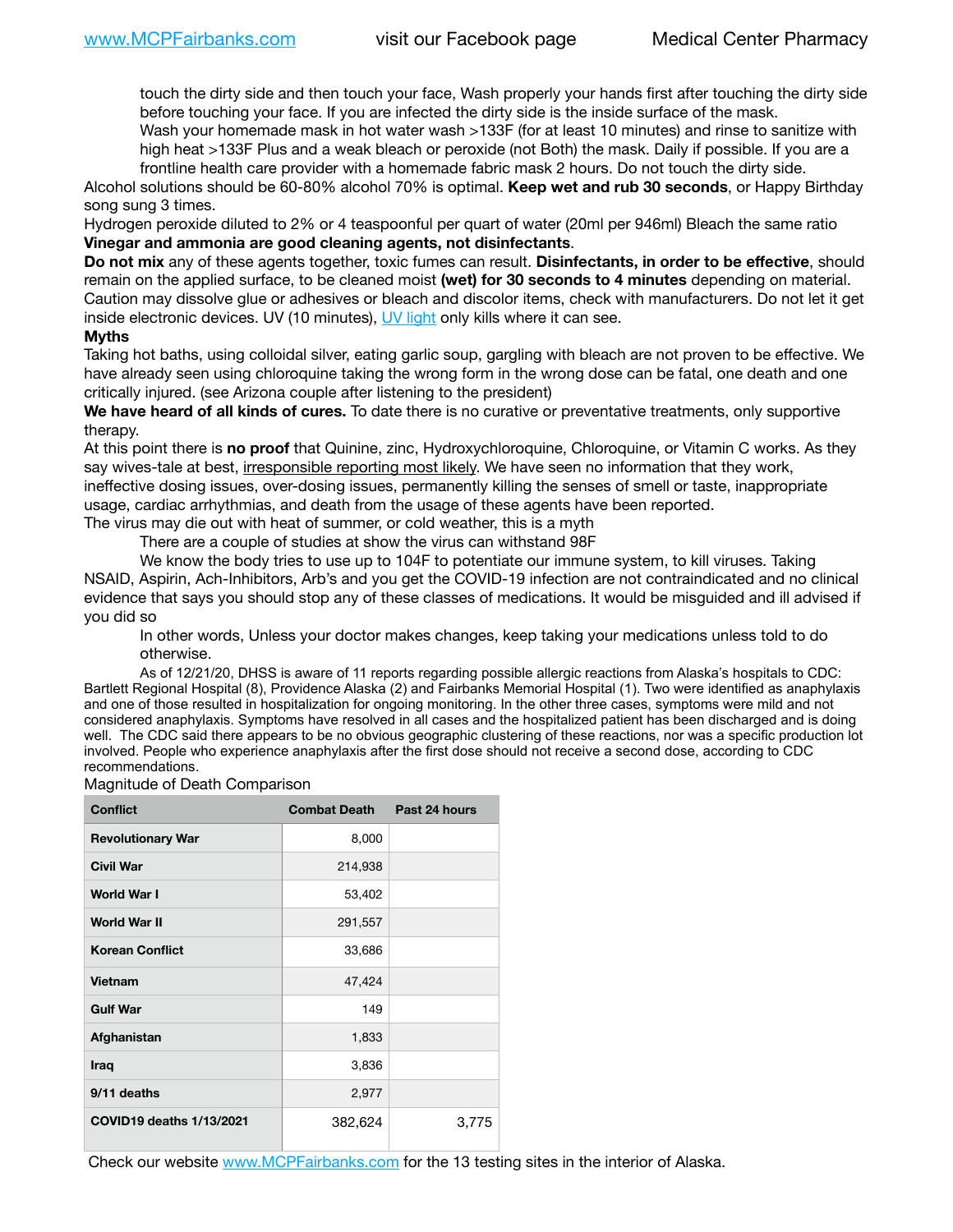touch the dirty side and then touch your face, Wash properly your hands first after touching the dirty side before touching your face. If you are infected the dirty side is the inside surface of the mask.

Wash your homemade mask in hot water wash >133F (for at least 10 minutes) and rinse to sanitize with high heat >133F Plus and a weak bleach or peroxide (not Both) the mask. Daily if possible. If you are a frontline health care provider with a homemade fabric mask 2 hours. Do not touch the dirty side.

Alcohol solutions should be 60-80% alcohol 70% is optimal. **Keep wet and rub 30 seconds**, or Happy Birthday song sung 3 times.

Hydrogen peroxide diluted to 2% or 4 teaspoonful per quart of water (20ml per 946ml) Bleach the same ratio
**Vinegar and ammonia are good cleaning agents, not disinfectants**.

**Do not mix** any of these agents together, toxic fumes can result. **Disinfectants, in order to be effective**, should remain on the applied surface, to be cleaned moist **(wet) for 30 seconds to 4 minutes** depending on material. Caution may dissolve glue or adhesives or bleach and discolor items, check with manufacturers. Do not let it get inside electronic devices. UV (10 minutes), UV light only kills where it can see.

**Myths**

Taking hot baths, using colloidal silver, eating garlic soup, gargling with bleach are not proven to be effective. We have already seen using chloroquine taking the wrong form in the wrong dose can be fatal, one death and one critically injured. (see Arizona couple after listening to the president)

**We have heard of all kinds of cures.** To date there is no curative or preventative treatments, only supportive therapy.

At this point there is **no proof** that Quinine, zinc, Hydroxychloroquine, Chloroquine, or Vitamin C works. As they say wives-tale at best, irresponsible reporting most likely. We have seen no information that they work, ineffective dosing issues, over-dosing issues, permanently killing the senses of smell or taste, inappropriate usage, cardiac arrhythmias, and death from the usage of these agents have been reported.

The virus may die out with heat of summer, or cold weather, this is a myth

There are a couple of studies at show the virus can withstand 98F

We know the body tries to use up to 104F to potentiate our immune system, to kill viruses. Taking NSAID, Aspirin, Ach-Inhibitors, Arb's and you get the COVID-19 infection are not contraindicated and no clinical evidence that says you should stop any of these classes of medications. It would be misguided and ill advised if you did so

In other words, Unless your doctor makes changes, keep taking your medications unless told to do otherwise.

As of 12/21/20, DHSS is aware of 11 reports regarding possible allergic reactions from Alaska's hospitals to CDC: Bartlett Regional Hospital (8), Providence Alaska (2) and Fairbanks Memorial Hospital (1). Two were identified as anaphylaxis and one of those resulted in hospitalization for ongoing monitoring. In the other three cases, symptoms were mild and not considered anaphylaxis. Symptoms have resolved in all cases and the hospitalized patient has been discharged and is doing well. The CDC said there appears to be no obvious geographic clustering of these reactions, nor was a specific production lot involved. People who experience anaphylaxis after the first dose should not receive a second dose, according to CDC recommendations.

Magnitude of Death Comparison

| Conflict | Combat Death | Past 24 hours |
|---|---|---|
| Revolutionary War | 8,000 | |
| Civil War | 214,938 | |
| World War I | 53,402 | |
| World War II | 291,557 | |
| Korean Conflict | 33,686 | |
| Vietnam | 47,424 | |
| Gulf War | 149 | |
| Afghanistan | 1,833 | |
| Iraq | 3,836 | |
| 9/11 deaths | 2,977 | |
| COVID19 deaths 1/13/2021 | 382,624 | 3,775 |

Check our website www.MCPFairbanks.com for the 13 testing sites in the interior of Alaska.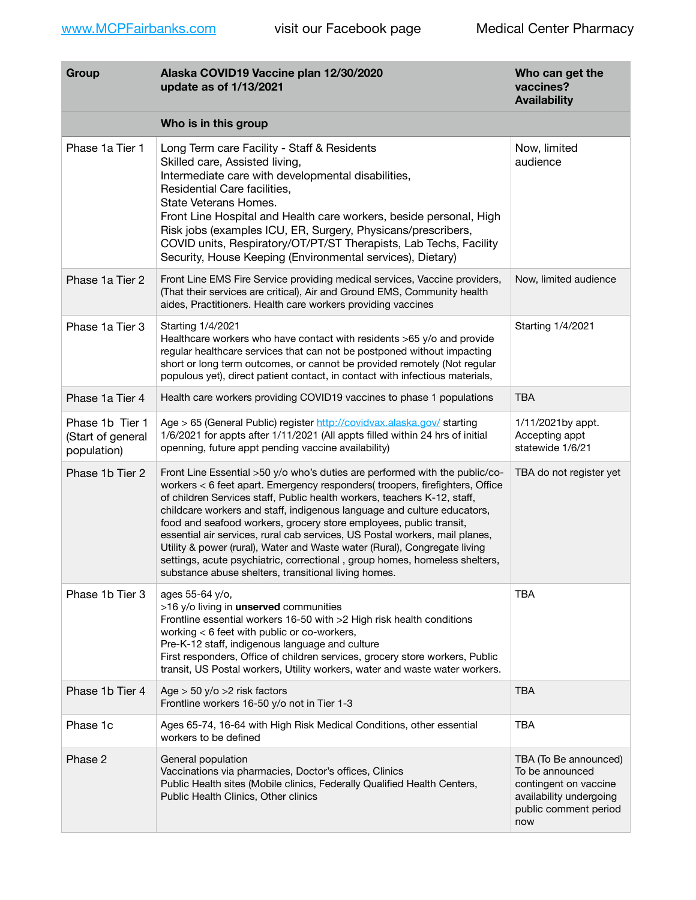[www.MCPFairbanks.com](http://www.MCPFairbanks.com) visit our Facebook page Medical Center Pharmacy

| Group | Alaska COVID19 Vaccine plan 12/30/2020<br>update as of 1/13/2021 | Who can get the vaccines?<br>Availability |
|---|---|---|
| | **Who is in this group** | |
| Phase 1a Tier 1 | Long Term care Facility - Staff & Residents<br>Skilled care, Assisted living,<br>Intermediate care with developmental disabilities,<br>Residential Care facilities,<br>State Veterans Homes.<br>Front Line Hospital and Health care workers, beside personal, High Risk jobs (examples ICU, ER, Surgery, Physicans/prescribers, COVID units, Respiratory/OT/PT/ST Therapists, Lab Techs, Facility Security, House Keeping (Environmental services), Dietary) | Now, limited audience |
| Phase 1a Tier 2 | Front Line EMS Fire Service providing medical services, Vaccine providers, (That their services are critical), Air and Ground EMS, Community health aides, Practitioners. Health care workers providing vaccines | Now, limited audience |
| Phase 1a Tier 3 | Starting 1/4/2021<br>Healthcare workers who have contact with residents >65 y/o and provide regular healthcare services that can not be postponed without impacting short or long term outcomes, or cannot be provided remotely (Not regular populous yet), direct patient contact, in contact with infectious materials, | Starting 1/4/2021 |
| Phase 1a Tier 4 | Health care workers providing COVID19 vaccines to phase 1 populations | TBA |
| Phase 1b Tier 1<br>(Start of general population) | Age > 65 (General Public) register [http://covidvax.alaska.gov/](http://covidvax.alaska.gov/) starting 1/6/2021 for appts after 1/11/2021 (All appts filled within 24 hrs of initial openning, future appt pending vaccine availability) | 1/11/2021by appt.<br>Accepting appt statewide 1/6/21 |
| Phase 1b Tier 2 | Front Line Essential >50 y/o who's duties are performed with the public/co-workers < 6 feet apart. Emergency responders( troopers, firefighters, Office of children Services staff, Public health workers, teachers K-12, staff, childcare workers and staff, indigenous language and culture educators, food and seafood workers, grocery store employees, public transit, essential air services, rural cab services, US Postal workers, mail planes, Utility & power (rural), Water and Waste water (Rural), Congregate living settings, acute psychiatric, correctional , group homes, homeless shelters, substance abuse shelters, transitional living homes. | TBA do not register yet |
| Phase 1b Tier 3 | ages 55-64 y/o,<br>>16 y/o living in **unserved** communities<br>Frontline essential workers 16-50 with >2 High risk health conditions working < 6 feet with public or co-workers,<br>Pre-K-12 staff, indigenous language and culture<br>First responders, Office of children services, grocery store workers, Public transit, US Postal workers, Utility workers, water and waste water workers. | TBA |
| Phase 1b Tier 4 | Age > 50 y/o >2 risk factors<br>Frontline workers 16-50 y/o not in Tier 1-3 | TBA |
| Phase 1c | Ages 65-74, 16-64 with High Risk Medical Conditions, other essential workers to be defined | TBA |
| Phase 2 | General population<br>Vaccinations via pharmacies, Doctor's offices, Clinics<br>Public Health sites (Mobile clinics, Federally Qualified Health Centers, Public Health Clinics, Other clinics | TBA (To Be announced)<br>To be announced contingent on vaccine availability undergoing public comment period now |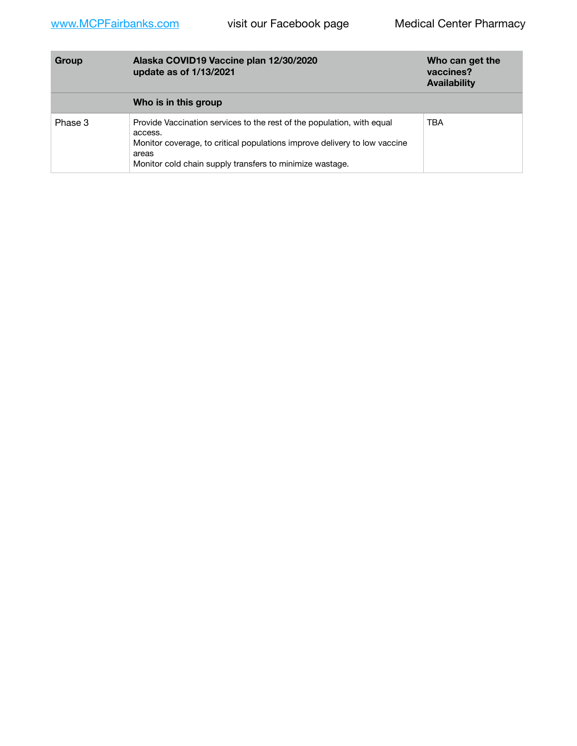| Group | Alaska COVID19 Vaccine plan 12/30/2020 update as of 1/13/2021 | Who can get the vaccines? Availability |
|---|---|---|
| | **Who is in this group** | |
| Phase 3 | Provide Vaccination services to the rest of the population, with equal access.<br>Monitor coverage, to critical populations improve delivery to low vaccine areas<br>Monitor cold chain supply transfers to minimize wastage. | TBA |